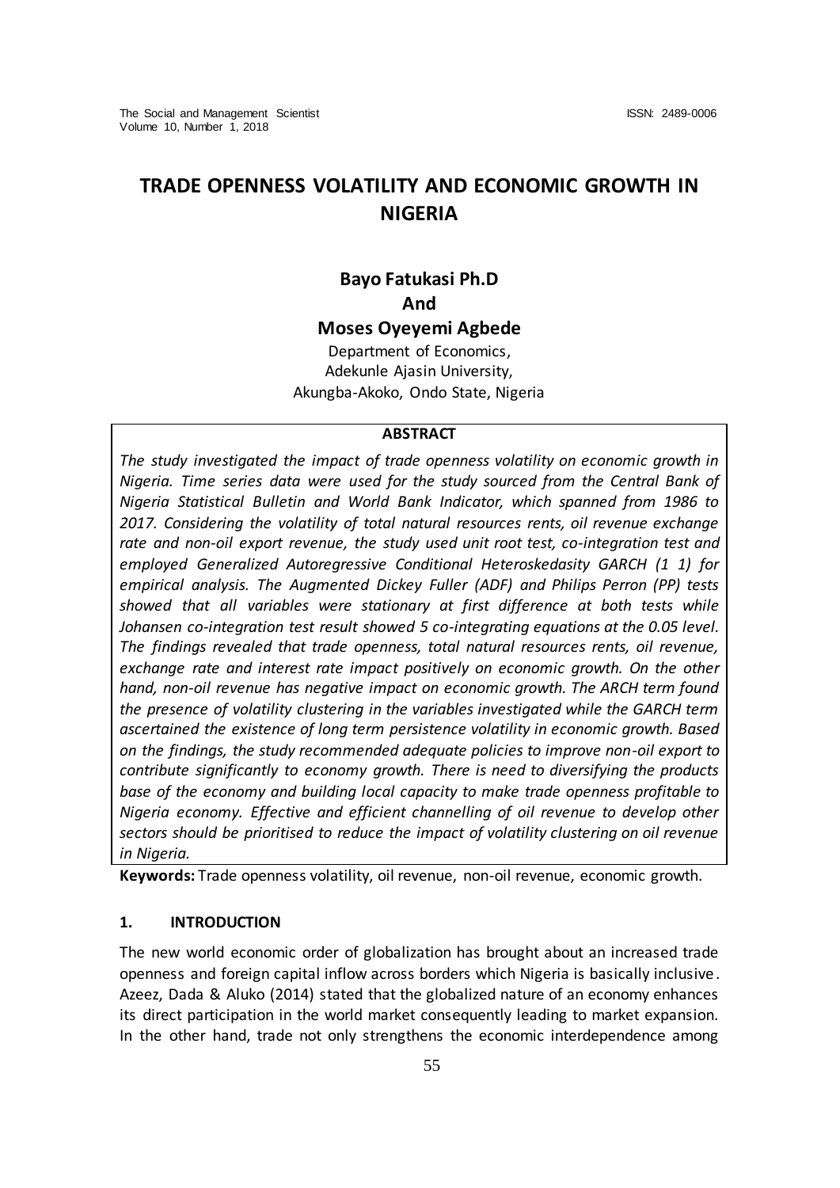# TRADE OPENNESS VOLATILITY AND ECONOMIC GROWTH IN NIGERIA

**Bayo Fatukasi Ph.D**
**And**
**Moses Oyeyemi Agbede**

Department of Economics,
Adekunle Ajasin University,
Akungba-Akoko, Ondo State, Nigeria

## ABSTRACT

*The study investigated the impact of trade openness volatility on economic growth in Nigeria. Time series data were used for the study sourced from the Central Bank of Nigeria Statistical Bulletin and World Bank Indicator, which spanned from 1986 to 2017. Considering the volatility of total natural resources rents, oil revenue exchange rate and non-oil export revenue, the study used unit root test, co-integration test and employed Generalized Autoregressive Conditional Heteroskedasity GARCH (1 1) for empirical analysis. The Augmented Dickey Fuller (ADF) and Philips Perron (PP) tests showed that all variables were stationary at first difference at both tests while Johansen co-integration test result showed 5 co-integrating equations at the 0.05 level. The findings revealed that trade openness, total natural resources rents, oil revenue, exchange rate and interest rate impact positively on economic growth. On the other hand, non-oil revenue has negative impact on economic growth. The ARCH term found the presence of volatility clustering in the variables investigated while the GARCH term ascertained the existence of long term persistence volatility in economic growth. Based on the findings, the study recommended adequate policies to improve non-oil export to contribute significantly to economy growth. There is need to diversifying the products base of the economy and building local capacity to make trade openness profitable to Nigeria economy. Effective and efficient channelling of oil revenue to develop other sectors should be prioritised to reduce the impact of volatility clustering on oil revenue in Nigeria.*

**Keywords:** Trade openness volatility, oil revenue, non-oil revenue, economic growth.

## 1. INTRODUCTION

The new world economic order of globalization has brought about an increased trade openness and foreign capital inflow across borders which Nigeria is basically inclusive. Azeez, Dada & Aluko (2014) stated that the globalized nature of an economy enhances its direct participation in the world market consequently leading to market expansion. In the other hand, trade not only strengthens the economic interdependence among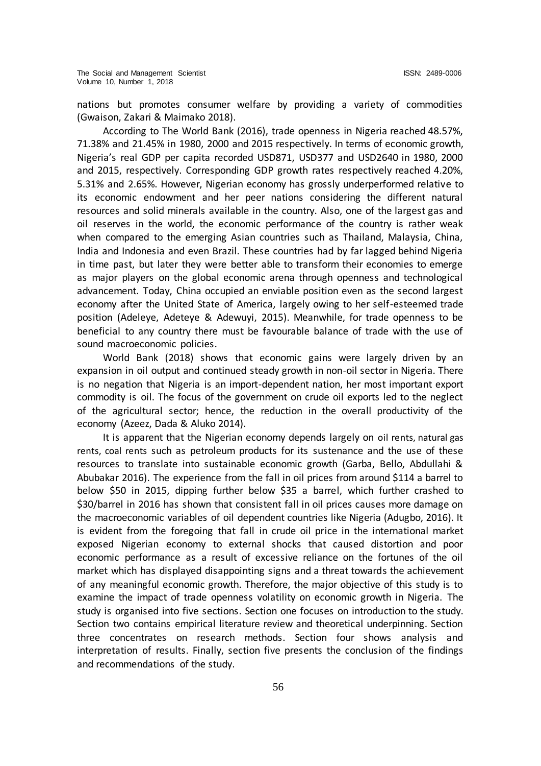nations but promotes consumer welfare by providing a variety of commodities (Gwaison, Zakari & Maimako 2018).

According to The World Bank (2016), trade openness in Nigeria reached 48.57%, 71.38% and 21.45% in 1980, 2000 and 2015 respectively. In terms of economic growth, Nigeria's real GDP per capita recorded USD871, USD377 and USD2640 in 1980, 2000 and 2015, respectively. Corresponding GDP growth rates respectively reached 4.20%, 5.31% and 2.65%. However, Nigerian economy has grossly underperformed relative to its economic endowment and her peer nations considering the different natural resources and solid minerals available in the country. Also, one of the largest gas and oil reserves in the world, the economic performance of the country is rather weak when compared to the emerging Asian countries such as Thailand, Malaysia, China, India and Indonesia and even Brazil. These countries had by far lagged behind Nigeria in time past, but later they were better able to transform their economies to emerge as major players on the global economic arena through openness and technological advancement. Today, China occupied an enviable position even as the second largest economy after the United State of America, largely owing to her self-esteemed trade position (Adeleye, Adeteye & Adewuyi, 2015). Meanwhile, for trade openness to be beneficial to any country there must be favourable balance of trade with the use of sound macroeconomic policies.

World Bank (2018) shows that economic gains were largely driven by an expansion in oil output and continued steady growth in non-oil sector in Nigeria. There is no negation that Nigeria is an import-dependent nation, her most important export commodity is oil. The focus of the government on crude oil exports led to the neglect of the agricultural sector; hence, the reduction in the overall productivity of the economy (Azeez, Dada & Aluko 2014).

It is apparent that the Nigerian economy depends largely on oil rents, natural gas rents, coal rents such as petroleum products for its sustenance and the use of these resources to translate into sustainable economic growth (Garba, Bello, Abdullahi & Abubakar 2016). The experience from the fall in oil prices from around \$114 a barrel to below \$50 in 2015, dipping further below \$35 a barrel, which further crashed to \$30/barrel in 2016 has shown that consistent fall in oil prices causes more damage on the macroeconomic variables of oil dependent countries like Nigeria (Adugbo, 2016). It is evident from the foregoing that fall in crude oil price in the international market exposed Nigerian economy to external shocks that caused distortion and poor economic performance as a result of excessive reliance on the fortunes of the oil market which has displayed disappointing signs and a threat towards the achievement of any meaningful economic growth. Therefore, the major objective of this study is to examine the impact of trade openness volatility on economic growth in Nigeria. The study is organised into five sections. Section one focuses on introduction to the study. Section two contains empirical literature review and theoretical underpinning. Section three concentrates on research methods. Section four shows analysis and interpretation of results. Finally, section five presents the conclusion of the findings and recommendations of the study.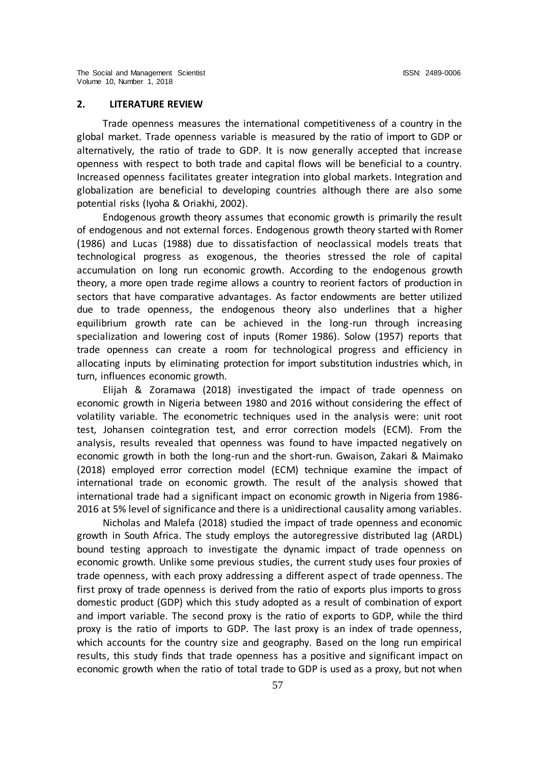## 2. LITERATURE REVIEW

Trade openness measures the international competitiveness of a country in the global market. Trade openness variable is measured by the ratio of import to GDP or alternatively, the ratio of trade to GDP. It is now generally accepted that increase openness with respect to both trade and capital flows will be beneficial to a country. Increased openness facilitates greater integration into global markets. Integration and globalization are beneficial to developing countries although there are also some potential risks (Iyoha & Oriakhi, 2002).

Endogenous growth theory assumes that economic growth is primarily the result of endogenous and not external forces. Endogenous growth theory started with Romer (1986) and Lucas (1988) due to dissatisfaction of neoclassical models treats that technological progress as exogenous, the theories stressed the role of capital accumulation on long run economic growth. According to the endogenous growth theory, a more open trade regime allows a country to reorient factors of production in sectors that have comparative advantages. As factor endowments are better utilized due to trade openness, the endogenous theory also underlines that a higher equilibrium growth rate can be achieved in the long-run through increasing specialization and lowering cost of inputs (Romer 1986). Solow (1957) reports that trade openness can create a room for technological progress and efficiency in allocating inputs by eliminating protection for import substitution industries which, in turn, influences economic growth.

Elijah & Zoramawa (2018) investigated the impact of trade openness on economic growth in Nigeria between 1980 and 2016 without considering the effect of volatility variable. The econometric techniques used in the analysis were: unit root test, Johansen cointegration test, and error correction models (ECM). From the analysis, results revealed that openness was found to have impacted negatively on economic growth in both the long-run and the short-run. Gwaison, Zakari & Maimako (2018) employed error correction model (ECM) technique examine the impact of international trade on economic growth. The result of the analysis showed that international trade had a significant impact on economic growth in Nigeria from 1986-2016 at 5% level of significance and there is a unidirectional causality among variables.

Nicholas and Malefa (2018) studied the impact of trade openness and economic growth in South Africa. The study employs the autoregressive distributed lag (ARDL) bound testing approach to investigate the dynamic impact of trade openness on economic growth. Unlike some previous studies, the current study uses four proxies of trade openness, with each proxy addressing a different aspect of trade openness. The first proxy of trade openness is derived from the ratio of exports plus imports to gross domestic product (GDP) which this study adopted as a result of combination of export and import variable. The second proxy is the ratio of exports to GDP, while the third proxy is the ratio of imports to GDP. The last proxy is an index of trade openness, which accounts for the country size and geography. Based on the long run empirical results, this study finds that trade openness has a positive and significant impact on economic growth when the ratio of total trade to GDP is used as a proxy, but not when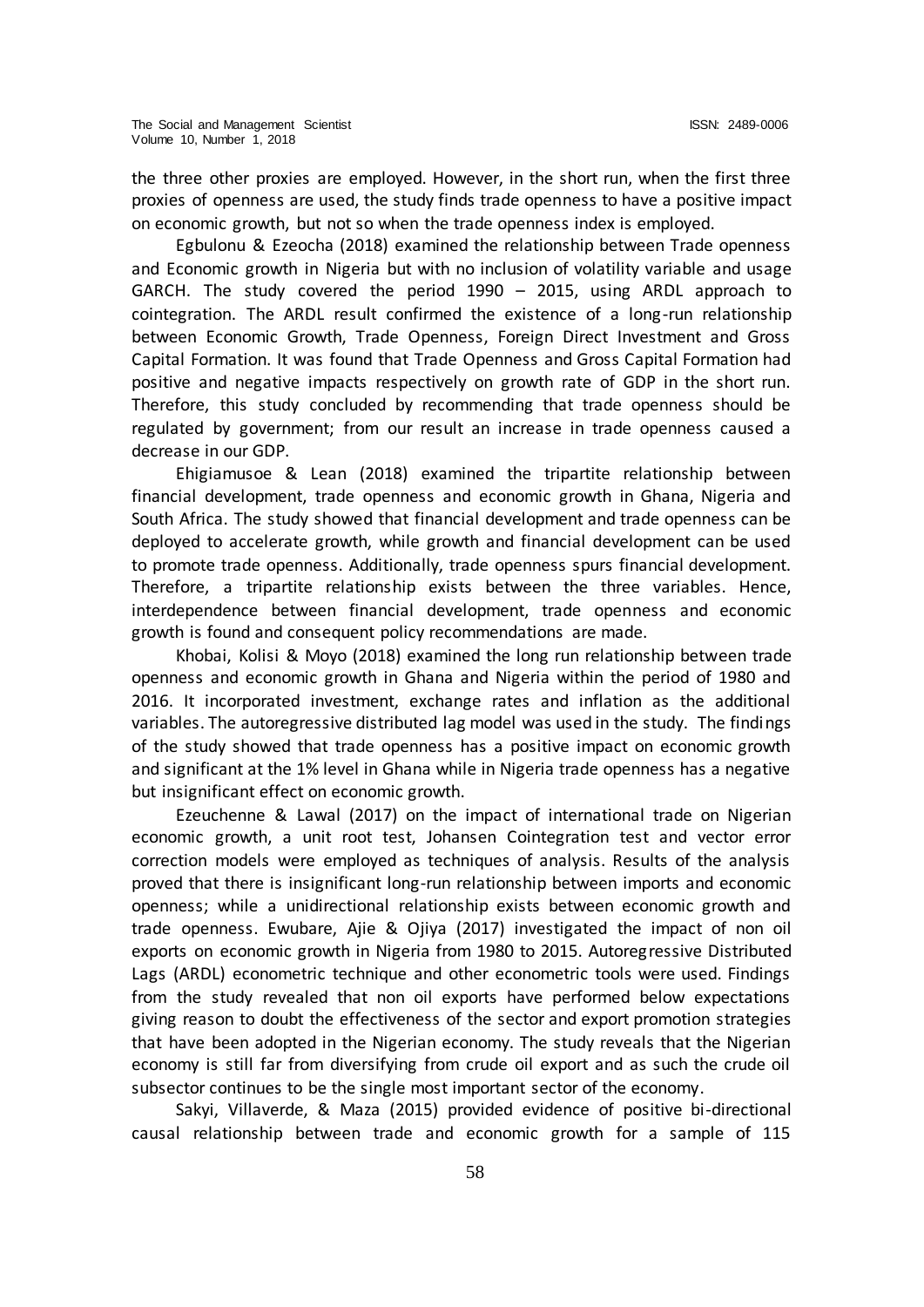the three other proxies are employed. However, in the short run, when the first three proxies of openness are used, the study finds trade openness to have a positive impact on economic growth, but not so when the trade openness index is employed.

Egbulonu & Ezeocha (2018) examined the relationship between Trade openness and Economic growth in Nigeria but with no inclusion of volatility variable and usage GARCH. The study covered the period 1990 – 2015, using ARDL approach to cointegration. The ARDL result confirmed the existence of a long-run relationship between Economic Growth, Trade Openness, Foreign Direct Investment and Gross Capital Formation. It was found that Trade Openness and Gross Capital Formation had positive and negative impacts respectively on growth rate of GDP in the short run. Therefore, this study concluded by recommending that trade openness should be regulated by government; from our result an increase in trade openness caused a decrease in our GDP.

Ehigiamusoe & Lean (2018) examined the tripartite relationship between financial development, trade openness and economic growth in Ghana, Nigeria and South Africa. The study showed that financial development and trade openness can be deployed to accelerate growth, while growth and financial development can be used to promote trade openness. Additionally, trade openness spurs financial development. Therefore, a tripartite relationship exists between the three variables. Hence, interdependence between financial development, trade openness and economic growth is found and consequent policy recommendations are made.

Khobai, Kolisi & Moyo (2018) examined the long run relationship between trade openness and economic growth in Ghana and Nigeria within the period of 1980 and 2016. It incorporated investment, exchange rates and inflation as the additional variables. The autoregressive distributed lag model was used in the study. The findings of the study showed that trade openness has a positive impact on economic growth and significant at the 1% level in Ghana while in Nigeria trade openness has a negative but insignificant effect on economic growth.

Ezeuchenne & Lawal (2017) on the impact of international trade on Nigerian economic growth, a unit root test, Johansen Cointegration test and vector error correction models were employed as techniques of analysis. Results of the analysis proved that there is insignificant long-run relationship between imports and economic openness; while a unidirectional relationship exists between economic growth and trade openness. Ewubare, Ajie & Ojiya (2017) investigated the impact of non oil exports on economic growth in Nigeria from 1980 to 2015. Autoregressive Distributed Lags (ARDL) econometric technique and other econometric tools were used. Findings from the study revealed that non oil exports have performed below expectations giving reason to doubt the effectiveness of the sector and export promotion strategies that have been adopted in the Nigerian economy. The study reveals that the Nigerian economy is still far from diversifying from crude oil export and as such the crude oil subsector continues to be the single most important sector of the economy.

Sakyi, Villaverde, & Maza (2015) provided evidence of positive bi-directional causal relationship between trade and economic growth for a sample of 115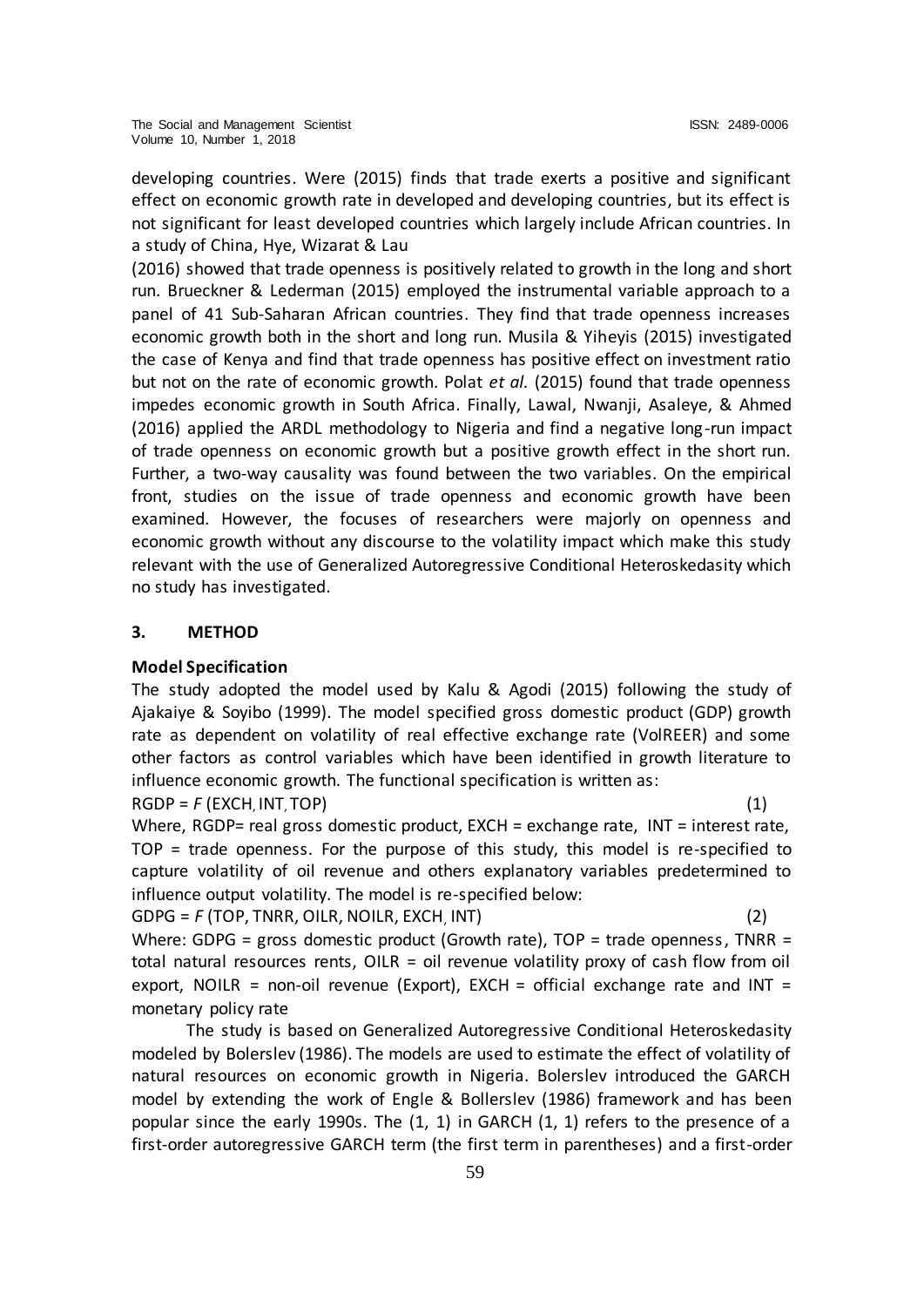developing countries. Were (2015) finds that trade exerts a positive and significant effect on economic growth rate in developed and developing countries, but its effect is not significant for least developed countries which largely include African countries. In a study of China, Hye, Wizarat & Lau (2016) showed that trade openness is positively related to growth in the long and short run. Brueckner & Lederman (2015) employed the instrumental variable approach to a panel of 41 Sub-Saharan African countries. They find that trade openness increases economic growth both in the short and long run. Musila & Yiheyis (2015) investigated the case of Kenya and find that trade openness has positive effect on investment ratio but not on the rate of economic growth. Polat *et al.* (2015) found that trade openness impedes economic growth in South Africa. Finally, Lawal, Nwanji, Asaleye, & Ahmed (2016) applied the ARDL methodology to Nigeria and find a negative long-run impact of trade openness on economic growth but a positive growth effect in the short run. Further, a two-way causality was found between the two variables. On the empirical front, studies on the issue of trade openness and economic growth have been examined. However, the focuses of researchers were majorly on openness and economic growth without any discourse to the volatility impact which make this study relevant with the use of Generalized Autoregressive Conditional Heteroskedasity which no study has investigated.

## 3. METHOD

### Model Specification

The study adopted the model used by Kalu & Agodi (2015) following the study of Ajakaiye & Soyibo (1999). The model specified gross domestic product (GDP) growth rate as dependent on volatility of real effective exchange rate (VolREER) and some other factors as control variables which have been identified in growth literature to influence economic growth. The functional specification is written as:

$$RGDP = F\,(EXCH, INT, TOP) \tag{1}$$

Where, RGDP= real gross domestic product, EXCH = exchange rate, INT = interest rate, TOP = trade openness. For the purpose of this study, this model is re-specified to capture volatility of oil revenue and others explanatory variables predetermined to influence output volatility. The model is re-specified below:

$$GDPG = F\,(TOP, TNRR, OILR, NOILR, EXCH, INT) \tag{2}$$

Where: GDPG = gross domestic product (Growth rate), TOP = trade openness, TNRR = total natural resources rents, OILR = oil revenue volatility proxy of cash flow from oil export, NOILR = non-oil revenue (Export), EXCH = official exchange rate and INT = monetary policy rate

The study is based on Generalized Autoregressive Conditional Heteroskedasity modeled by Bolerslev (1986). The models are used to estimate the effect of volatility of natural resources on economic growth in Nigeria. Bolerslev introduced the GARCH model by extending the work of Engle & Bollerslev (1986) framework and has been popular since the early 1990s. The (1, 1) in GARCH (1, 1) refers to the presence of a first-order autoregressive GARCH term (the first term in parentheses) and a first-order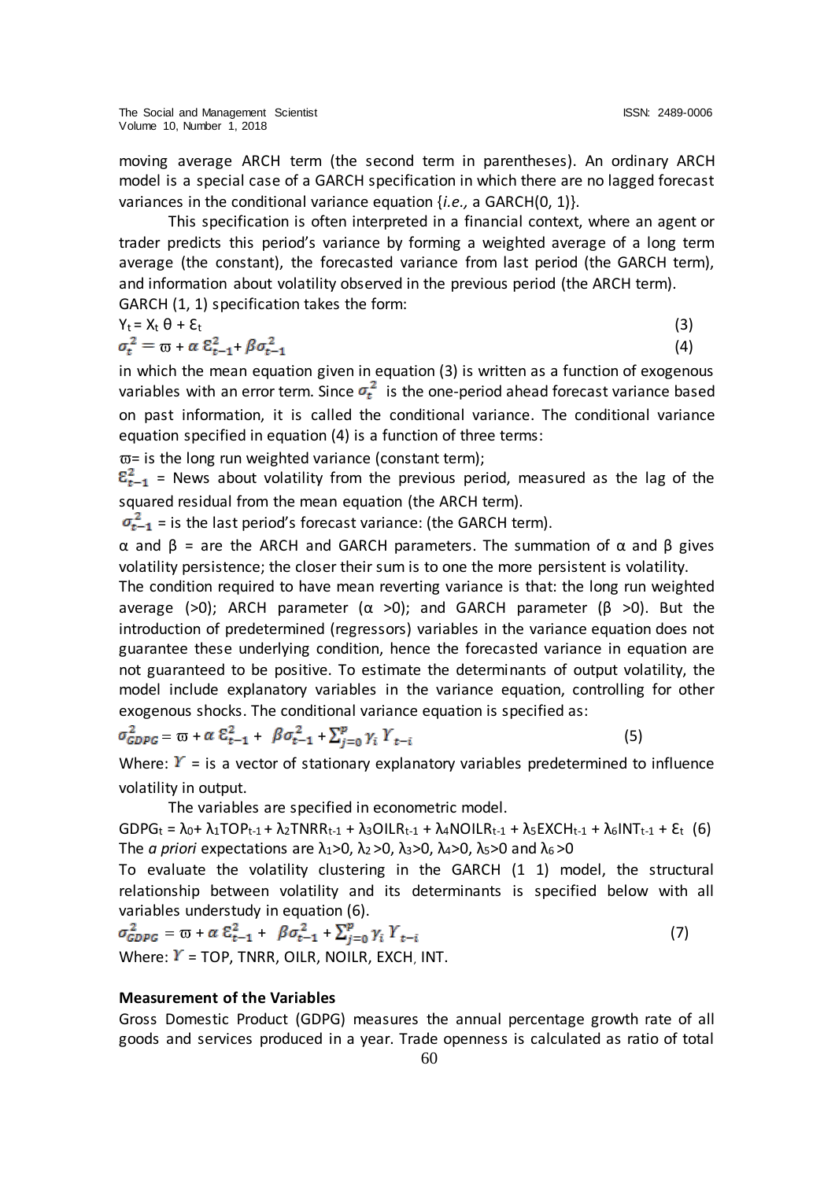moving average ARCH term (the second term in parentheses). An ordinary ARCH model is a special case of a GARCH specification in which there are no lagged forecast variances in the conditional variance equation {*i.e.,* a GARCH(0, 1)}.

This specification is often interpreted in a financial context, where an agent or trader predicts this period's variance by forming a weighted average of a long term average (the constant), the forecasted variance from last period (the GARCH term), and information about volatility observed in the previous period (the ARCH term).

GARCH (1, 1) specification takes the form:

$$Y_t = X_t \theta + \varepsilon_t \quad (3)$$

$$\sigma_t^2 = \varpi + \alpha\, \varepsilon_{t-1}^2 + \beta \sigma_{t-1}^2 \quad (4)$$

in which the mean equation given in equation (3) is written as a function of exogenous variables with an error term. Since $\sigma_t^2$ is the one-period ahead forecast variance based on past information, it is called the conditional variance. The conditional variance equation specified in equation (4) is a function of three terms:

$\varpi$= is the long run weighted variance (constant term);

$\varepsilon_{t-1}^2$ = News about volatility from the previous period, measured as the lag of the squared residual from the mean equation (the ARCH term).

$\sigma_{t-1}^2$ = is the last period's forecast variance: (the GARCH term).

$\alpha$ and $\beta$ = are the ARCH and GARCH parameters. The summation of $\alpha$ and $\beta$ gives volatility persistence; the closer their sum is to one the more persistent is volatility.

The condition required to have mean reverting variance is that: the long run weighted average (>0); ARCH parameter ($\alpha$ >0); and GARCH parameter ($\beta$ >0). But the introduction of predetermined (regressors) variables in the variance equation does not guarantee these underlying condition, hence the forecasted variance in equation are not guaranteed to be positive. To estimate the determinants of output volatility, the model include explanatory variables in the variance equation, controlling for other exogenous shocks. The conditional variance equation is specified as:

$$\sigma_{GDPG}^2 = \varpi + \alpha\, \varepsilon_{t-1}^2 + \beta \sigma_{t-1}^2 + \sum_{j=0}^{p} \gamma_i\, Y_{t-i} \quad (5)$$

Where: $Y$ = is a vector of stationary explanatory variables predetermined to influence volatility in output.

The variables are specified in econometric model.

$$GDPG_t = \lambda_0 + \lambda_1 TOP_{t-1} + \lambda_2 TNRR_{t-1} + \lambda_3 OILR_{t-1} + \lambda_4 NOILR_{t-1} + \lambda_5 EXCH_{t-1} + \lambda_6 INT_{t-1} + \varepsilon_t \quad (6)$$

The *a priori* expectations are $\lambda_1>0$, $\lambda_2>0$, $\lambda_3>0$, $\lambda_4>0$, $\lambda_5>0$ and $\lambda_6>0$

To evaluate the volatility clustering in the GARCH (1 1) model, the structural relationship between volatility and its determinants is specified below with all variables understudy in equation (6).

$$\sigma_{GDPG}^2 = \varpi + \alpha\, \varepsilon_{t-1}^2 + \beta \sigma_{t-1}^2 + \sum_{j=0}^{p} \gamma_i\, Y_{t-i} \quad (7)$$

Where: $Y$ = TOP, TNRR, OILR, NOILR, EXCH, INT.

**Measurement of the Variables**

Gross Domestic Product (GDPG) measures the annual percentage growth rate of all goods and services produced in a year. Trade openness is calculated as ratio of total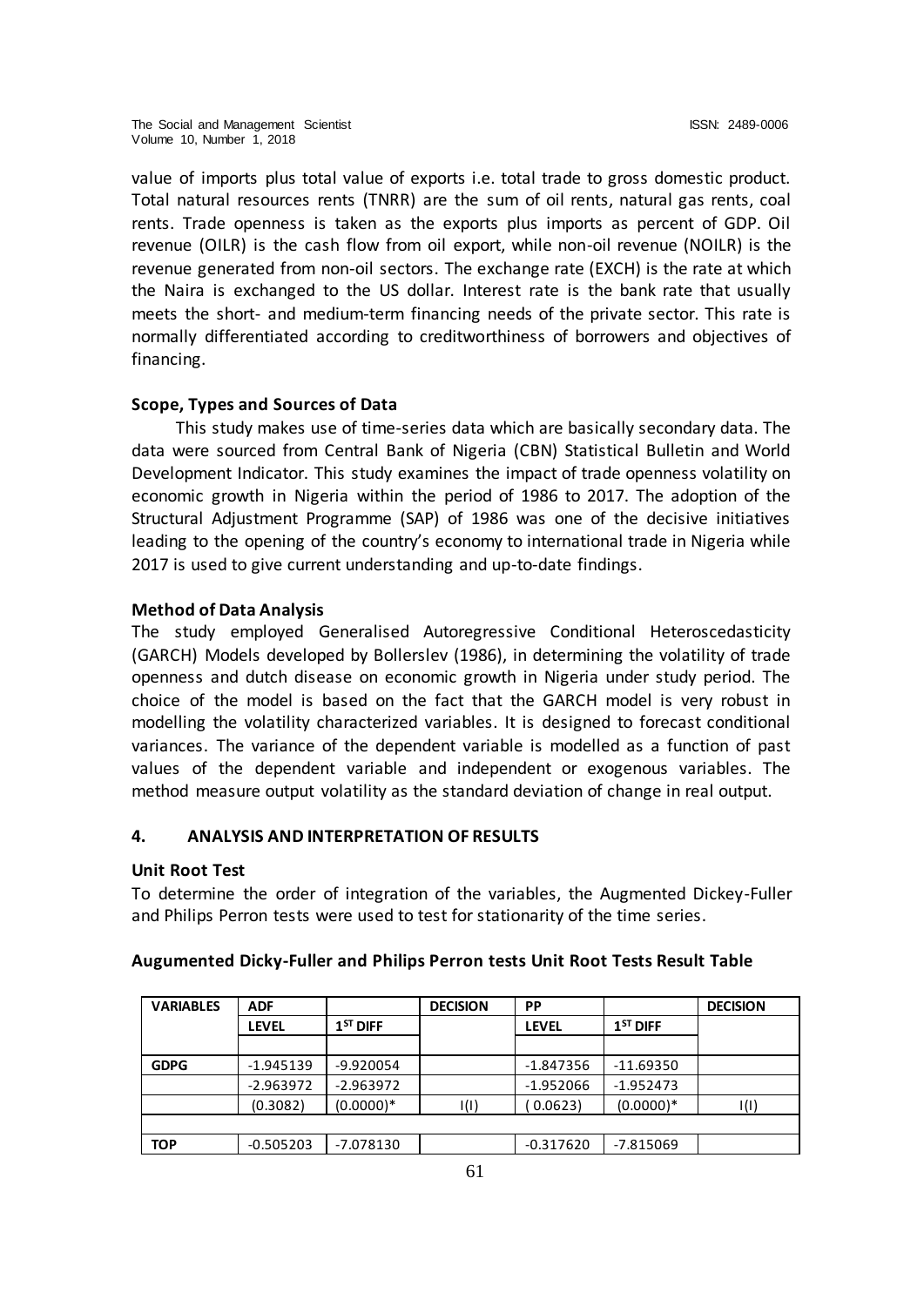value of imports plus total value of exports i.e. total trade to gross domestic product. Total natural resources rents (TNRR) are the sum of oil rents, natural gas rents, coal rents. Trade openness is taken as the exports plus imports as percent of GDP. Oil revenue (OILR) is the cash flow from oil export, while non-oil revenue (NOILR) is the revenue generated from non-oil sectors. The exchange rate (EXCH) is the rate at which the Naira is exchanged to the US dollar. Interest rate is the bank rate that usually meets the short- and medium-term financing needs of the private sector. This rate is normally differentiated according to creditworthiness of borrowers and objectives of financing.

### Scope, Types and Sources of Data

This study makes use of time-series data which are basically secondary data. The data were sourced from Central Bank of Nigeria (CBN) Statistical Bulletin and World Development Indicator. This study examines the impact of trade openness volatility on economic growth in Nigeria within the period of 1986 to 2017. The adoption of the Structural Adjustment Programme (SAP) of 1986 was one of the decisive initiatives leading to the opening of the country's economy to international trade in Nigeria while 2017 is used to give current understanding and up-to-date findings.

### Method of Data Analysis

The study employed Generalised Autoregressive Conditional Heteroscedasticity (GARCH) Models developed by Bollerslev (1986), in determining the volatility of trade openness and dutch disease on economic growth in Nigeria under study period. The choice of the model is based on the fact that the GARCH model is very robust in modelling the volatility characterized variables. It is designed to forecast conditional variances. The variance of the dependent variable is modelled as a function of past values of the dependent variable and independent or exogenous variables. The method measure output volatility as the standard deviation of change in real output.

## 4. ANALYSIS AND INTERPRETATION OF RESULTS

### Unit Root Test

To determine the order of integration of the variables, the Augmented Dickey-Fuller and Philips Perron tests were used to test for stationarity of the time series.

**Augumented Dicky-Fuller and Philips Perron tests Unit Root Tests Result Table**

| VARIABLES | ADF | | DECISION | PP | | DECISION |
|---|---|---|---|---|---|---|
| | LEVEL | 1ST DIFF | | LEVEL | 1ST DIFF | |
| | | | | | | |
| GDPG | -1.945139 | -9.920054 | | -1.847356 | -11.69350 | |
| | -2.963972 | -2.963972 | | -1.952066 | -1.952473 | |
| | (0.3082) | (0.0000)* | I(I) | ( 0.0623) | (0.0000)* | I(I) |
| | | | | | | |
| TOP | -0.505203 | -7.078130 | | -0.317620 | -7.815069 | |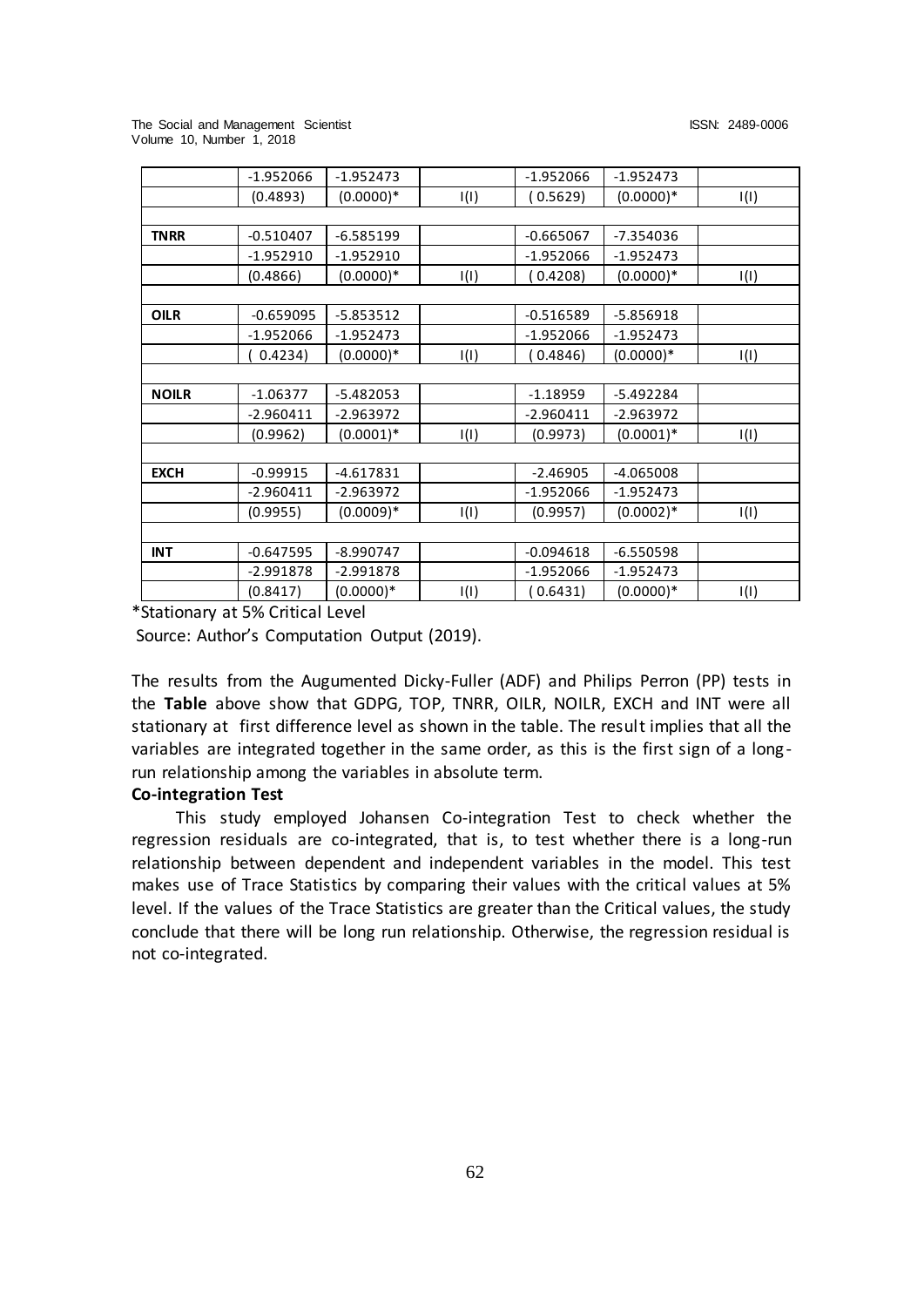|  | -1.952066 | -1.952473 |  | -1.952066 | -1.952473 |  |
|---|---|---|---|---|---|---|
|  | (0.4893) | (0.0000)* | I(I) | ( 0.5629) | (0.0000)* | I(I) |
|  |  |  |  |  |  |  |
| **TNRR** | -0.510407 | -6.585199 |  | -0.665067 | -7.354036 |  |
|  | -1.952910 | -1.952910 |  | -1.952066 | -1.952473 |  |
|  | (0.4866) | (0.0000)* | I(I) | ( 0.4208) | (0.0000)* | I(I) |
|  |  |  |  |  |  |  |
| **OILR** | -0.659095 | -5.853512 |  | -0.516589 | -5.856918 |  |
|  | -1.952066 | -1.952473 |  | -1.952066 | -1.952473 |  |
|  | ( 0.4234) | (0.0000)* | I(I) | ( 0.4846) | (0.0000)* | I(I) |
|  |  |  |  |  |  |  |
| **NOILR** | -1.06377 | -5.482053 |  | -1.18959 | -5.492284 |  |
|  | -2.960411 | -2.963972 |  | -2.960411 | -2.963972 |  |
|  | (0.9962) | (0.0001)* | I(I) | (0.9973) | (0.0001)* | I(I) |
|  |  |  |  |  |  |  |
| **EXCH** | -0.99915 | -4.617831 |  | -2.46905 | -4.065008 |  |
|  | -2.960411 | -2.963972 |  | -1.952066 | -1.952473 |  |
|  | (0.9955) | (0.0009)* | I(I) | (0.9957) | (0.0002)* | I(I) |
|  |  |  |  |  |  |  |
| **INT** | -0.647595 | -8.990747 |  | -0.094618 | -6.550598 |  |
|  | -2.991878 | -2.991878 |  | -1.952066 | -1.952473 |  |
|  | (0.8417) | (0.0000)* | I(I) | ( 0.6431) | (0.0000)* | I(I) |

*Stationary at 5% Critical Level

Source: Author's Computation Output (2019).

The results from the Augumented Dicky-Fuller (ADF) and Philips Perron (PP) tests in the **Table** above show that GDPG, TOP, TNRR, OILR, NOILR, EXCH and INT were all stationary at first difference level as shown in the table. The result implies that all the variables are integrated together in the same order, as this is the first sign of a long-run relationship among the variables in absolute term.

**Co-integration Test**

This study employed Johansen Co-integration Test to check whether the regression residuals are co-integrated, that is, to test whether there is a long-run relationship between dependent and independent variables in the model. This test makes use of Trace Statistics by comparing their values with the critical values at 5% level. If the values of the Trace Statistics are greater than the Critical values, the study conclude that there will be long run relationship. Otherwise, the regression residual is not co-integrated.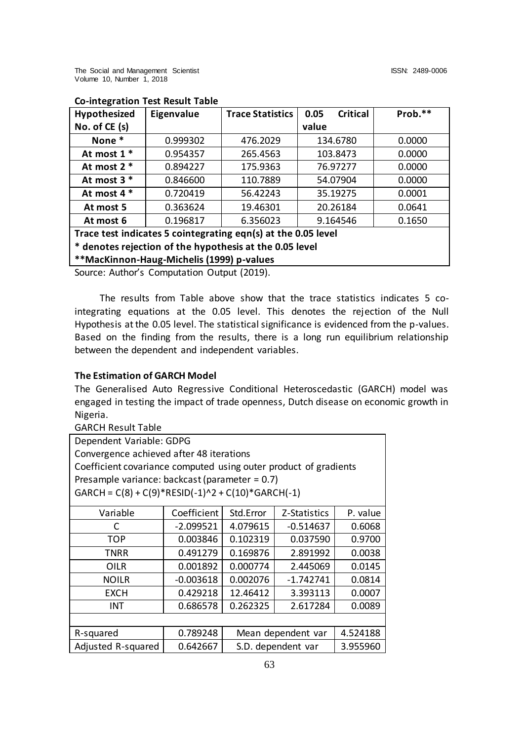**Co-integration Test Result Table**

| Hypothesized No. of CE (s) | Eigenvalue | Trace Statistics | 0.05 Critical value | Prob.** |
|---|---|---|---|---|
| None * | 0.999302 | 476.2029 | 134.6780 | 0.0000 |
| At most 1 * | 0.954357 | 265.4563 | 103.8473 | 0.0000 |
| At most 2 * | 0.894227 | 175.9363 | 76.97277 | 0.0000 |
| At most 3 * | 0.846600 | 110.7889 | 54.07904 | 0.0000 |
| At most 4 * | 0.720419 | 56.42243 | 35.19275 | 0.0001 |
| At most 5 | 0.363624 | 19.46301 | 20.26184 | 0.0641 |
| At most 6 | 0.196817 | 6.356023 | 9.164546 | 0.1650 |
| **Trace test indicates 5 cointegrating eqn(s) at the 0.05 level** | | | | |
| *** denotes rejection of the hypothesis at the 0.05 level** | | | | |
| ****MacKinnon-Haug-Michelis (1999) p-values** | | | | |

Source: Author's Computation Output (2019).

The results from Table above show that the trace statistics indicates 5 co-integrating equations at the 0.05 level. This denotes the rejection of the Null Hypothesis at the 0.05 level. The statistical significance is evidenced from the p-values. Based on the finding from the results, there is a long run equilibrium relationship between the dependent and independent variables.

**The Estimation of GARCH Model**

The Generalised Auto Regressive Conditional Heteroscedastic (GARCH) model was engaged in testing the impact of trade openness, Dutch disease on economic growth in Nigeria.

GARCH Result Table

Dependent Variable: GDPG
Convergence achieved after 48 iterations
Coefficient covariance computed using outer product of gradients
Presample variance: backcast (parameter = 0.7)
GARCH = C(8) + C(9)*RESID(-1)^2 + C(10)*GARCH(-1)

| Variable | Coefficient | Std.Error | Z-Statistics | P. value |
|---|---|---|---|---|
| C | -2.099521 | 4.079615 | -0.514637 | 0.6068 |
| TOP | 0.003846 | 0.102319 | 0.037590 | 0.9700 |
| TNRR | 0.491279 | 0.169876 | 2.891992 | 0.0038 |
| OILR | 0.001892 | 0.000774 | 2.445069 | 0.0145 |
| NOILR | -0.003618 | 0.002076 | -1.742741 | 0.0814 |
| EXCH | 0.429218 | 12.46412 | 3.393113 | 0.0007 |
| INT | 0.686578 | 0.262325 | 2.617284 | 0.0089 |
| | | | | |
| R-squared | 0.789248 | Mean dependent var | | 4.524188 |
| Adjusted R-squared | 0.642667 | S.D. dependent var | | 3.955960 |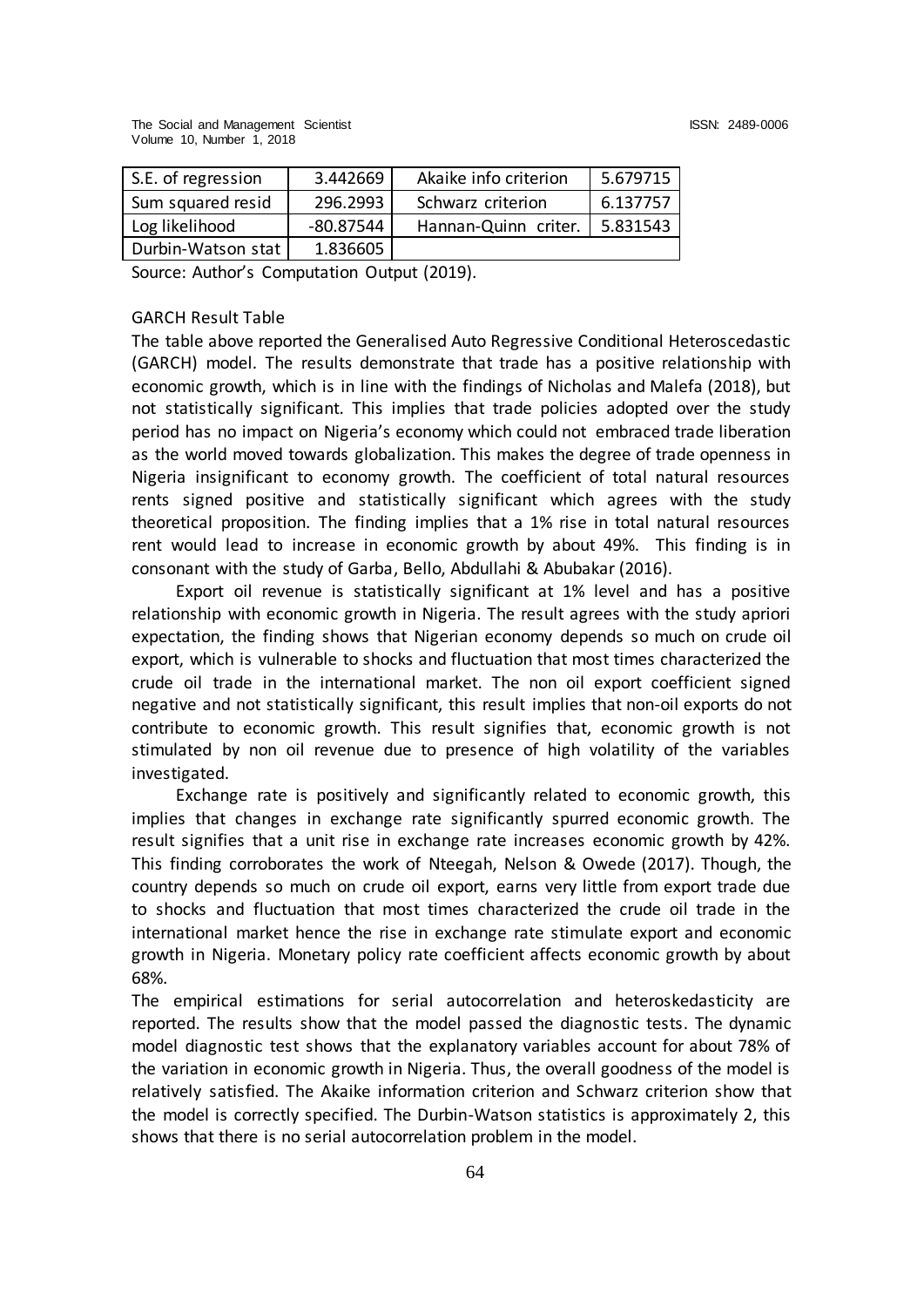| S.E. of regression | 3.442669 | Akaike info criterion | 5.679715 |
|---|---|---|---|
| Sum squared resid | 296.2993 | Schwarz criterion | 6.137757 |
| Log likelihood | -80.87544 | Hannan-Quinn criter. | 5.831543 |
| Durbin-Watson stat | 1.836605 | | |

Source: Author's Computation Output (2019).

GARCH Result Table

The table above reported the Generalised Auto Regressive Conditional Heteroscedastic (GARCH) model. The results demonstrate that trade has a positive relationship with economic growth, which is in line with the findings of Nicholas and Malefa (2018), but not statistically significant. This implies that trade policies adopted over the study period has no impact on Nigeria's economy which could not embraced trade liberation as the world moved towards globalization. This makes the degree of trade openness in Nigeria insignificant to economy growth. The coefficient of total natural resources rents signed positive and statistically significant which agrees with the study theoretical proposition. The finding implies that a 1% rise in total natural resources rent would lead to increase in economic growth by about 49%. This finding is in consonant with the study of Garba, Bello, Abdullahi & Abubakar (2016).

Export oil revenue is statistically significant at 1% level and has a positive relationship with economic growth in Nigeria. The result agrees with the study apriori expectation, the finding shows that Nigerian economy depends so much on crude oil export, which is vulnerable to shocks and fluctuation that most times characterized the crude oil trade in the international market. The non oil export coefficient signed negative and not statistically significant, this result implies that non-oil exports do not contribute to economic growth. This result signifies that, economic growth is not stimulated by non oil revenue due to presence of high volatility of the variables investigated.

Exchange rate is positively and significantly related to economic growth, this implies that changes in exchange rate significantly spurred economic growth. The result signifies that a unit rise in exchange rate increases economic growth by 42%. This finding corroborates the work of Nteegah, Nelson & Owede (2017). Though, the country depends so much on crude oil export, earns very little from export trade due to shocks and fluctuation that most times characterized the crude oil trade in the international market hence the rise in exchange rate stimulate export and economic growth in Nigeria. Monetary policy rate coefficient affects economic growth by about 68%.

The empirical estimations for serial autocorrelation and heteroskedasticity are reported. The results show that the model passed the diagnostic tests. The dynamic model diagnostic test shows that the explanatory variables account for about 78% of the variation in economic growth in Nigeria. Thus, the overall goodness of the model is relatively satisfied. The Akaike information criterion and Schwarz criterion show that the model is correctly specified. The Durbin-Watson statistics is approximately 2, this shows that there is no serial autocorrelation problem in the model.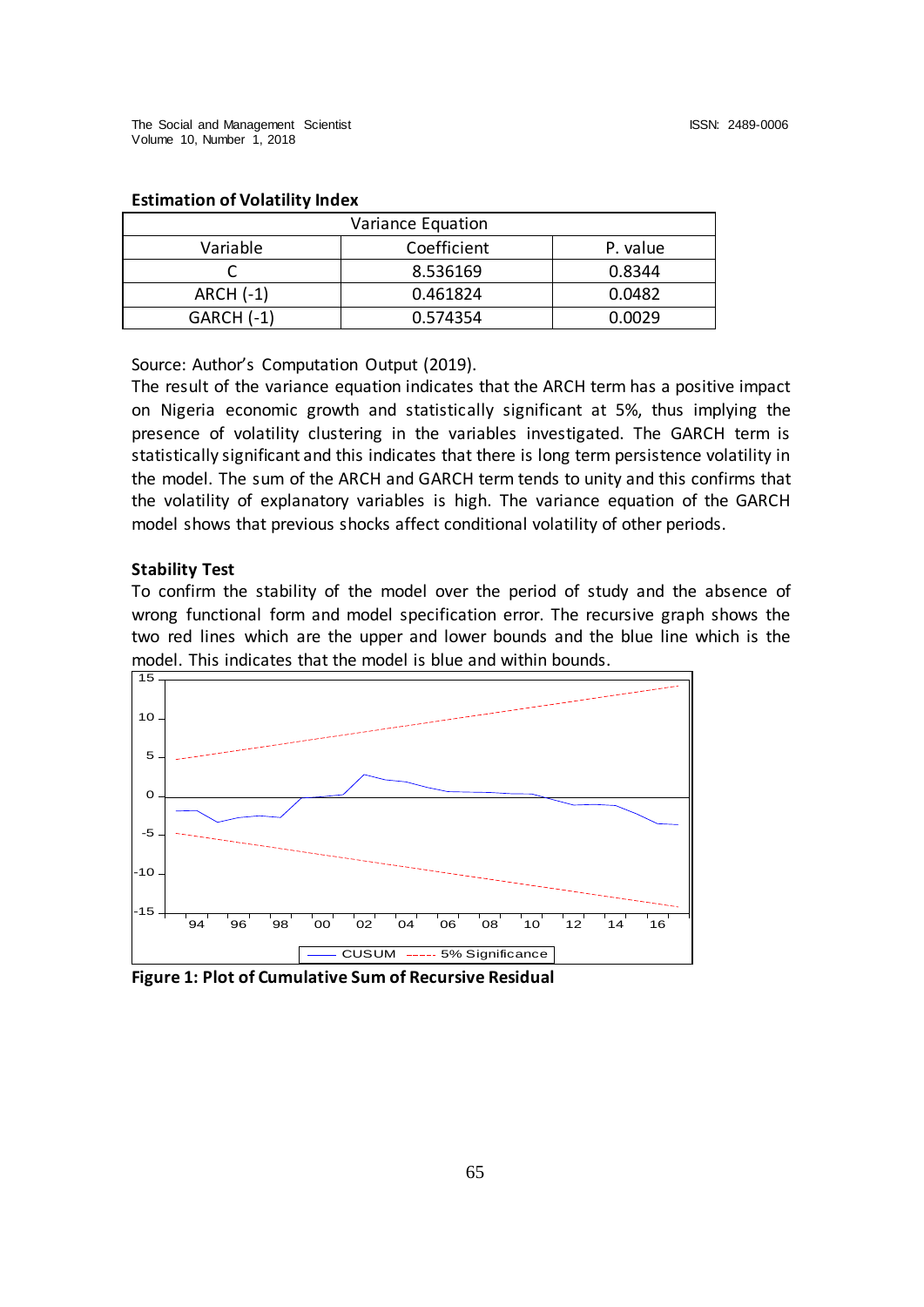**Estimation of Volatility Index**

| Variance Equation | | |
|---|---|---|
| Variable | Coefficient | P. value |
| C | 8.536169 | 0.8344 |
| ARCH (-1) | 0.461824 | 0.0482 |
| GARCH (-1) | 0.574354 | 0.0029 |

Source: Author's Computation Output (2019).

The result of the variance equation indicates that the ARCH term has a positive impact on Nigeria economic growth and statistically significant at 5%, thus implying the presence of volatility clustering in the variables investigated. The GARCH term is statistically significant and this indicates that there is long term persistence volatility in the model. The sum of the ARCH and GARCH term tends to unity and this confirms that the volatility of explanatory variables is high. The variance equation of the GARCH model shows that previous shocks affect conditional volatility of other periods.

**Stability Test**

To confirm the stability of the model over the period of study and the absence of wrong functional form and model specification error. The recursive graph shows the two red lines which are the upper and lower bounds and the blue line which is the model. This indicates that the model is blue and within bounds.

**Figure 1: Plot of Cumulative Sum of Recursive Residual**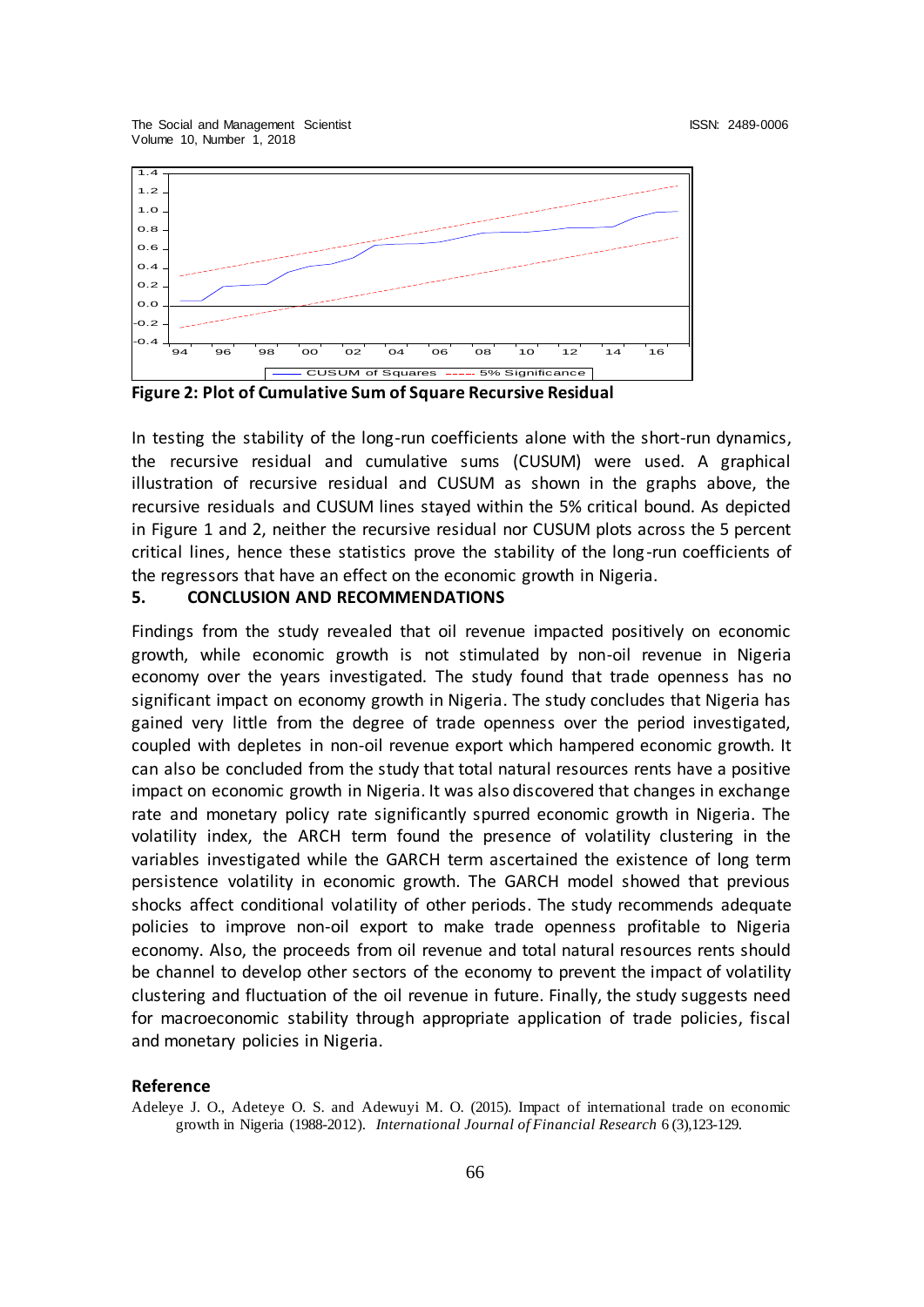**Figure 2: Plot of Cumulative Sum of Square Recursive Residual**

In testing the stability of the long-run coefficients alone with the short-run dynamics, the recursive residual and cumulative sums (CUSUM) were used. A graphical illustration of recursive residual and CUSUM as shown in the graphs above, the recursive residuals and CUSUM lines stayed within the 5% critical bound. As depicted in Figure 1 and 2, neither the recursive residual nor CUSUM plots across the 5 percent critical lines, hence these statistics prove the stability of the long-run coefficients of the regressors that have an effect on the economic growth in Nigeria.

## 5. CONCLUSION AND RECOMMENDATIONS

Findings from the study revealed that oil revenue impacted positively on economic growth, while economic growth is not stimulated by non-oil revenue in Nigeria economy over the years investigated. The study found that trade openness has no significant impact on economy growth in Nigeria. The study concludes that Nigeria has gained very little from the degree of trade openness over the period investigated, coupled with depletes in non-oil revenue export which hampered economic growth. It can also be concluded from the study that total natural resources rents have a positive impact on economic growth in Nigeria. It was also discovered that changes in exchange rate and monetary policy rate significantly spurred economic growth in Nigeria. The volatility index, the ARCH term found the presence of volatility clustering in the variables investigated while the GARCH term ascertained the existence of long term persistence volatility in economic growth. The GARCH model showed that previous shocks affect conditional volatility of other periods. The study recommends adequate policies to improve non-oil export to make trade openness profitable to Nigeria economy. Also, the proceeds from oil revenue and total natural resources rents should be channel to develop other sectors of the economy to prevent the impact of volatility clustering and fluctuation of the oil revenue in future. Finally, the study suggests need for macroeconomic stability through appropriate application of trade policies, fiscal and monetary policies in Nigeria.

## Reference

Adeleye J. O., Adeteye O. S. and Adewuyi M. O. (2015). Impact of international trade on economic growth in Nigeria (1988-2012). *International Journal of Financial Research* 6 (3),123-129.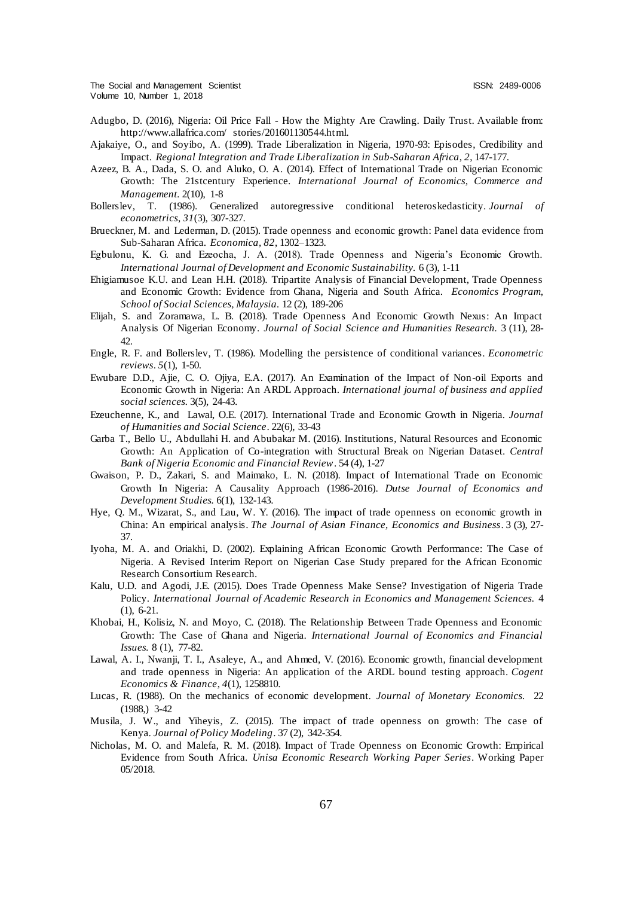Adugbo, D. (2016), Nigeria: Oil Price Fall - How the Mighty Are Crawling. Daily Trust. Available from: http://www.allafrica.com/ stories/201601130544.html.

Ajakaiye, O., and Soyibo, A. (1999). Trade Liberalization in Nigeria, 1970-93: Episodes, Credibility and Impact. *Regional Integration and Trade Liberalization in Sub-Saharan Africa*, *2*, 147-177.

Azeez, B. A., Dada, S. O. and Aluko, O. A. (2014). Effect of International Trade on Nigerian Economic Growth: The 21stcentury Experience. *International Journal of Economics, Commerce and Management*. 2(10), 1-8

Bollerslev, T. (1986). Generalized autoregressive conditional heteroskedasticity. *Journal of econometrics*, *31*(3), 307-327.

Brueckner, M. and Lederman, D. (2015). Trade openness and economic growth: Panel data evidence from Sub-Saharan Africa. *Economica*, *82*, 1302–1323.

Egbulonu, K. G. and Ezeocha, J. A. (2018). Trade Openness and Nigeria's Economic Growth. *International Journal of Development and Economic Sustainability*. 6 (3), 1-11

Ehigiamusoe K.U. and Lean H.H. (2018). Tripartite Analysis of Financial Development, Trade Openness and Economic Growth: Evidence from Ghana, Nigeria and South Africa. *Economics Program, School of Social Sciences, Malaysia*. 12 (2), 189-206

Elijah, S. and Zoramawa, L. B. (2018). Trade Openness And Economic Growth Nexus: An Impact Analysis Of Nigerian Economy. *Journal of Social Science and Humanities Research*. 3 (11), 28-42.

Engle, R. F. and Bollerslev, T. (1986). Modelling the persistence of conditional variances. *Econometric reviews*. *5*(1), 1-50.

Ewubare D.D., Ajie, C. O. Ojiya, E.A. (2017). An Examination of the Impact of Non-oil Exports and Economic Growth in Nigeria: An ARDL Approach. *International journal of business and applied social sciences*. 3(5), 24-43.

Ezeuchenne, K., and Lawal, O.E. (2017). International Trade and Economic Growth in Nigeria. *Journal of Humanities and Social Science*. 22(6), 33-43

Garba T., Bello U., Abdullahi H. and Abubakar M. (2016). Institutions, Natural Resources and Economic Growth: An Application of Co-integration with Structural Break on Nigerian Dataset. *Central Bank of Nigeria Economic and Financial Review*. 54 (4), 1-27

Gwaison, P. D., Zakari, S. and Maimako, L. N. (2018). Impact of International Trade on Economic Growth In Nigeria: A Causality Approach (1986-2016). *Dutse Journal of Economics and Development Studies*. 6(1), 132-143.

Hye, Q. M., Wizarat, S., and Lau, W. Y. (2016). The impact of trade openness on economic growth in China: An empirical analysis. *The Journal of Asian Finance, Economics and Business*. 3 (3), 27-37.

Iyoha, M. A. and Oriakhi, D. (2002). Explaining African Economic Growth Performance: The Case of Nigeria. A Revised Interim Report on Nigerian Case Study prepared for the African Economic Research Consortium Research.

Kalu, U.D. and Agodi, J.E. (2015). Does Trade Openness Make Sense? Investigation of Nigeria Trade Policy. *International Journal of Academic Research in Economics and Management Sciences*. 4 (1), 6-21.

Khobai, H., Kolisiz, N. and Moyo, C. (2018). The Relationship Between Trade Openness and Economic Growth: The Case of Ghana and Nigeria. *International Journal of Economics and Financial Issues*. 8 (1), 77-82.

Lawal, A. I., Nwanji, T. I., Asaleye, A., and Ahmed, V. (2016). Economic growth, financial development and trade openness in Nigeria: An application of the ARDL bound testing approach. *Cogent Economics & Finance*, *4*(1), 1258810.

Lucas, R. (1988). On the mechanics of economic development. *Journal of Monetary Economics*. 22 (1988,) 3-42

Musila, J. W., and Yiheyis, Z. (2015). The impact of trade openness on growth: The case of Kenya. *Journal of Policy Modeling*. 37 (2), 342-354.

Nicholas, M. O. and Malefa, R. M. (2018). Impact of Trade Openness on Economic Growth: Empirical Evidence from South Africa. *Unisa Economic Research Working Paper Series*. Working Paper 05/2018.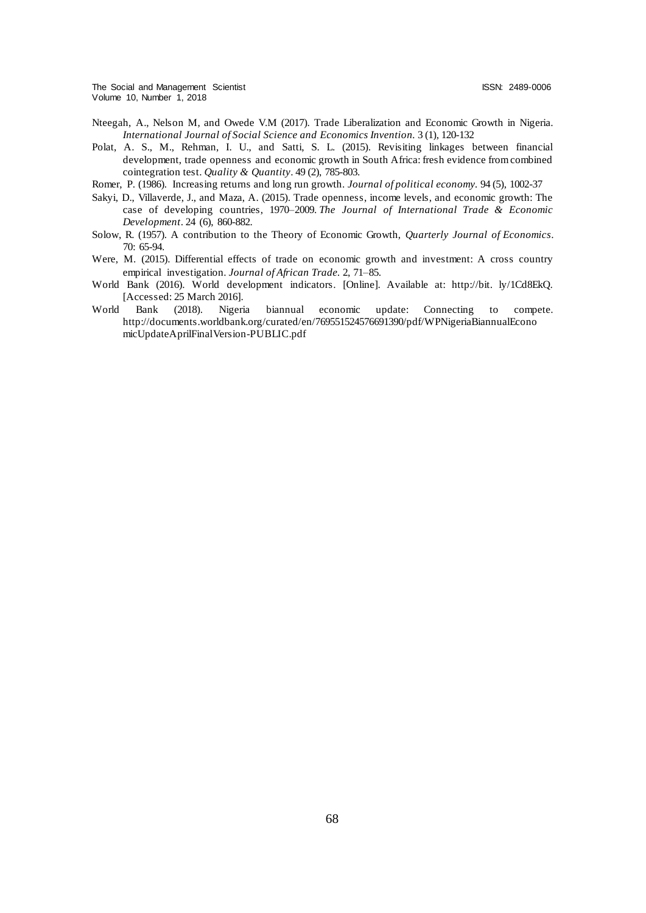Nteegah, A., Nelson M, and Owede V.M (2017). Trade Liberalization and Economic Growth in Nigeria. *International Journal of Social Science and Economics Invention*. 3 (1), 120-132

Polat, A. S., M., Rehman, I. U., and Satti, S. L. (2015). Revisiting linkages between financial development, trade openness and economic growth in South Africa: fresh evidence from combined cointegration test. *Quality & Quantity*. 49 (2), 785-803.

Romer, P. (1986). Increasing returns and long run growth. *Journal of political economy*. 94 (5), 1002-37

Sakyi, D., Villaverde, J., and Maza, A. (2015). Trade openness, income levels, and economic growth: The case of developing countries, 1970–2009. *The Journal of International Trade & Economic Development*. 24 (6), 860-882.

Solow, R. (1957). A contribution to the Theory of Economic Growth, *Quarterly Journal of Economics*. 70: 65-94.

Were, M. (2015). Differential effects of trade on economic growth and investment: A cross country empirical investigation. *Journal of African Trade*. 2, 71–85.

World Bank (2016). World development indicators. [Online]. Available at: http://bit. ly/1Cd8EkQ. [Accessed: 25 March 2016].

World Bank (2018). Nigeria biannual economic update: Connecting to compete. http://documents.worldbank.org/curated/en/769551524576691390/pdf/WPNigeriaBiannualEconomicUpdateAprilFinalVersion-PUBLIC.pdf